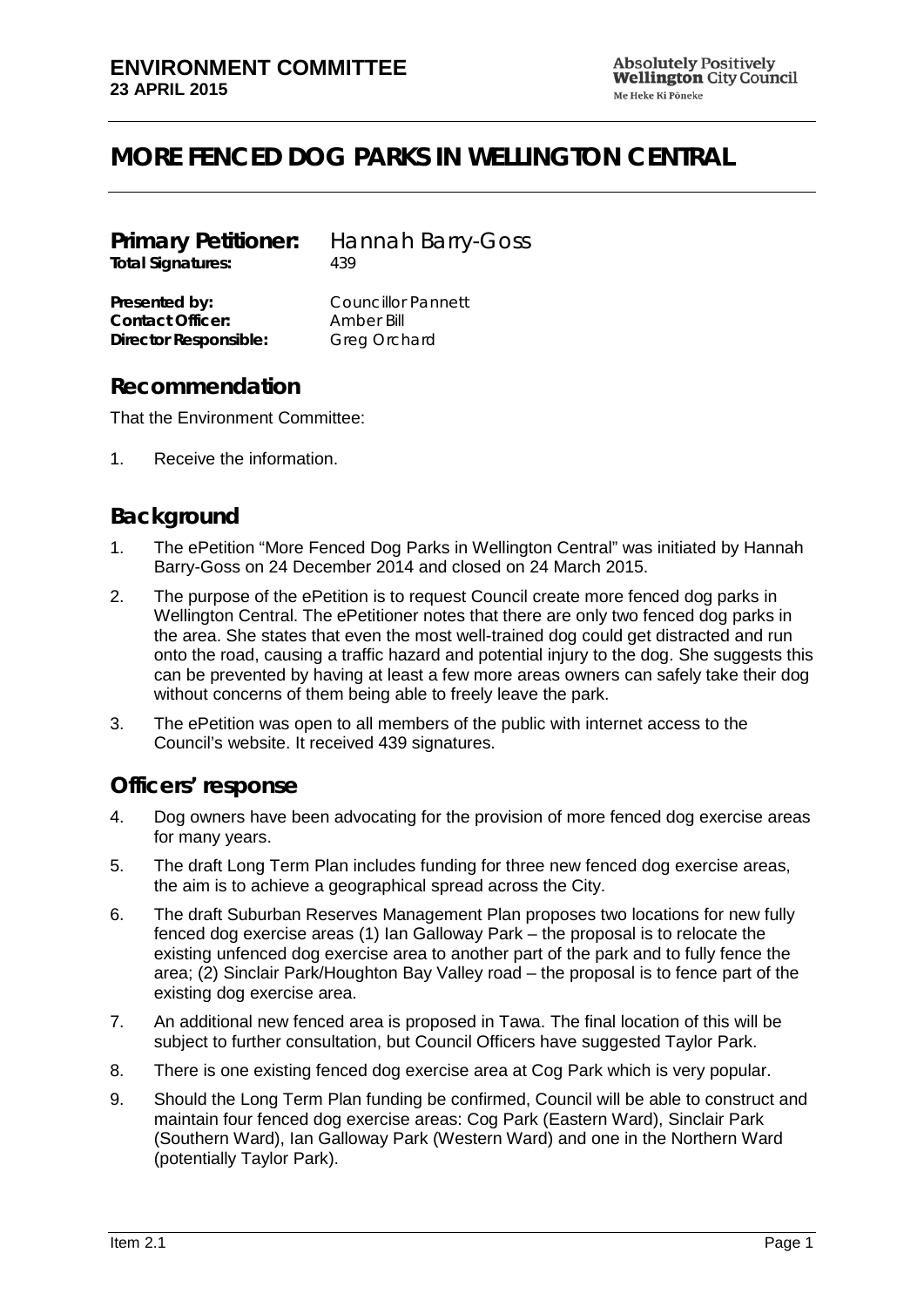**ENVIRONMENT COMMITTEE**
**23 APRIL 2015**

Absolutely Positively **Wellington** City Council
Me Heke Ki Pōneke

# MORE FENCED DOG PARKS IN WELLINGTON CENTRAL

**Primary Petitioner:** Hannah Barry-Goss
**Total Signatures:** 439

**Presented by:** Councillor Pannett
**Contact Officer:** Amber Bill
**Director Responsible:** Greg Orchard

## Recommendation

That the Environment Committee:

1. Receive the information.

## Background

1. The ePetition "More Fenced Dog Parks in Wellington Central" was initiated by Hannah Barry-Goss on 24 December 2014 and closed on 24 March 2015.
2. The purpose of the ePetition is to request Council create more fenced dog parks in Wellington Central. The ePetitioner notes that there are only two fenced dog parks in the area. She states that even the most well-trained dog could get distracted and run onto the road, causing a traffic hazard and potential injury to the dog. She suggests this can be prevented by having at least a few more areas owners can safely take their dog without concerns of them being able to freely leave the park.
3. The ePetition was open to all members of the public with internet access to the Council's website. It received 439 signatures.

## Officers' response

4. Dog owners have been advocating for the provision of more fenced dog exercise areas for many years.
5. The draft Long Term Plan includes funding for three new fenced dog exercise areas, the aim is to achieve a geographical spread across the City.
6. The draft Suburban Reserves Management Plan proposes two locations for new fully fenced dog exercise areas (1) Ian Galloway Park – the proposal is to relocate the existing unfenced dog exercise area to another part of the park and to fully fence the area; (2) Sinclair Park/Houghton Bay Valley road – the proposal is to fence part of the existing dog exercise area.
7. An additional new fenced area is proposed in Tawa. The final location of this will be subject to further consultation, but Council Officers have suggested Taylor Park.
8. There is one existing fenced dog exercise area at Cog Park which is very popular.
9. Should the Long Term Plan funding be confirmed, Council will be able to construct and maintain four fenced dog exercise areas: Cog Park (Eastern Ward), Sinclair Park (Southern Ward), Ian Galloway Park (Western Ward) and one in the Northern Ward (potentially Taylor Park).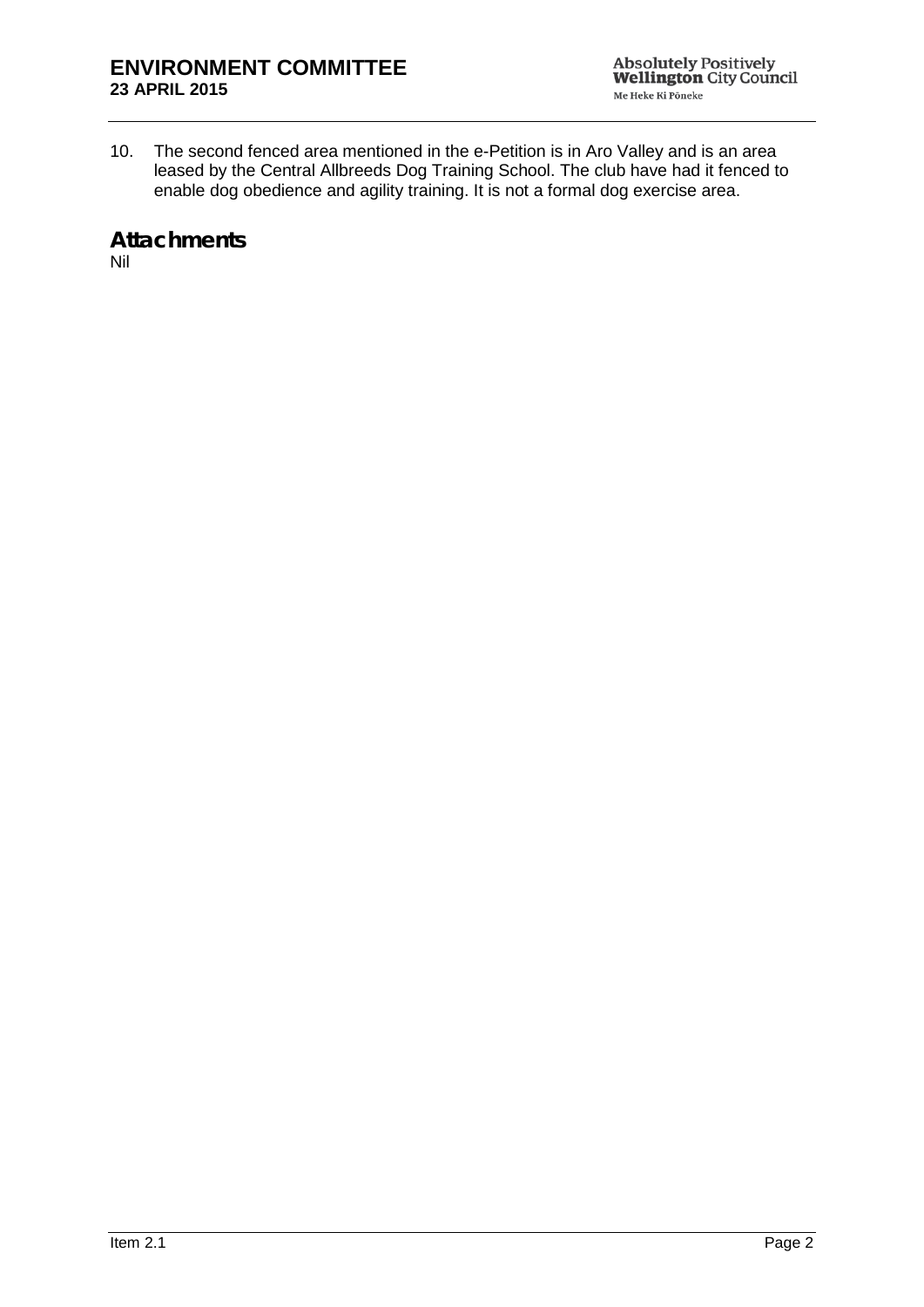10. The second fenced area mentioned in the e-Petition is in Aro Valley and is an area leased by the Central Allbreeds Dog Training School. The club have had it fenced to enable dog obedience and agility training. It is not a formal dog exercise area.

## Attachments

Nil